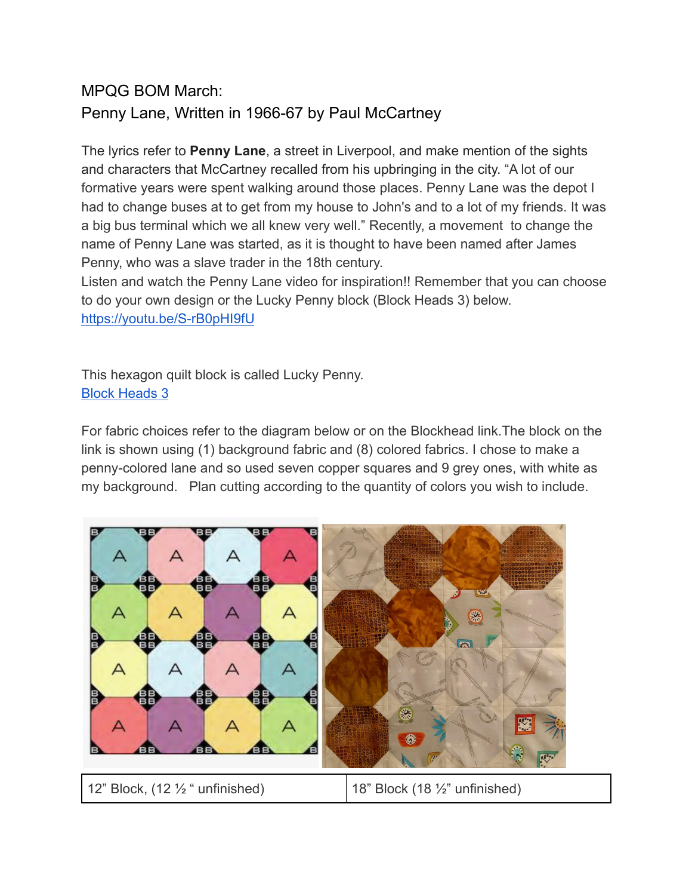MPQG BOM March:
Penny Lane, Written in 1966-67 by Paul McCartney

The lyrics refer to **Penny Lane**, a street in Liverpool, and make mention of the sights and characters that McCartney recalled from his upbringing in the city. "A lot of our formative years were spent walking around those places. Penny Lane was the depot I had to change buses at to get from my house to John's and to a lot of my friends. It was a big bus terminal which we all knew very well." Recently, a movement to change the name of Penny Lane was started, as it is thought to have been named after James Penny, who was a slave trader in the 18th century.
Listen and watch the Penny Lane video for inspiration!! Remember that you can choose to do your own design or the Lucky Penny block (Block Heads 3) below.
https://youtu.be/S-rB0pHI9fU

This hexagon quilt block is called Lucky Penny.
Block Heads 3

For fabric choices refer to the diagram below or on the Blockhead link.The block on the link is shown using (1) background fabric and (8) colored fabrics. I chose to make a penny-colored lane and so used seven copper squares and 9 grey ones, with white as my background. Plan cutting according to the quantity of colors you wish to include.

| 12" Block, (12 ½ " unfinished) | 18" Block (18 ½" unfinished) |
| --- | --- |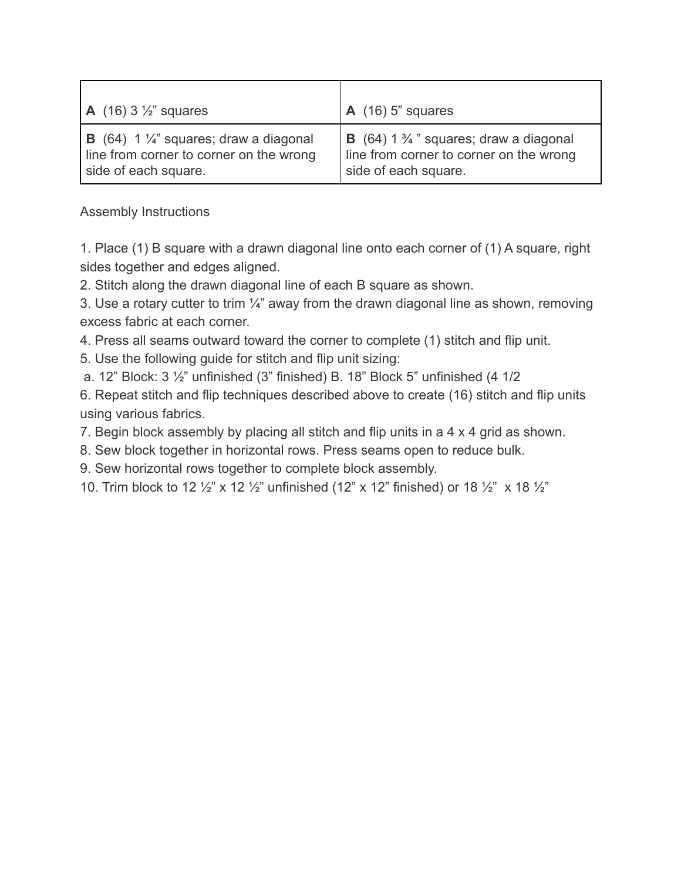| | |
|---|---|
| **A** (16) 3 ½” squares | **A** (16) 5” squares |
| **B** (64) 1 ¼” squares; draw a diagonal line from corner to corner on the wrong side of each square. | **B** (64) 1 ¾ ” squares; draw a diagonal line from corner to corner on the wrong side of each square. |

Assembly Instructions

1. Place (1) B square with a drawn diagonal line onto each corner of (1) A square, right sides together and edges aligned.
2. Stitch along the drawn diagonal line of each B square as shown.
3. Use a rotary cutter to trim ¼” away from the drawn diagonal line as shown, removing excess fabric at each corner.
4. Press all seams outward toward the corner to complete (1) stitch and flip unit.
5. Use the following guide for stitch and flip unit sizing:
 a. 12” Block: 3 ½” unfinished (3” finished) B. 18” Block 5” unfinished (4 1/2
6. Repeat stitch and flip techniques described above to create (16) stitch and flip units using various fabrics.
7. Begin block assembly by placing all stitch and flip units in a 4 x 4 grid as shown.
8. Sew block together in horizontal rows. Press seams open to reduce bulk.
9. Sew horizontal rows together to complete block assembly.
10. Trim block to 12 ½” x 12 ½” unfinished (12” x 12” finished) or 18 ½” x 18 ½”